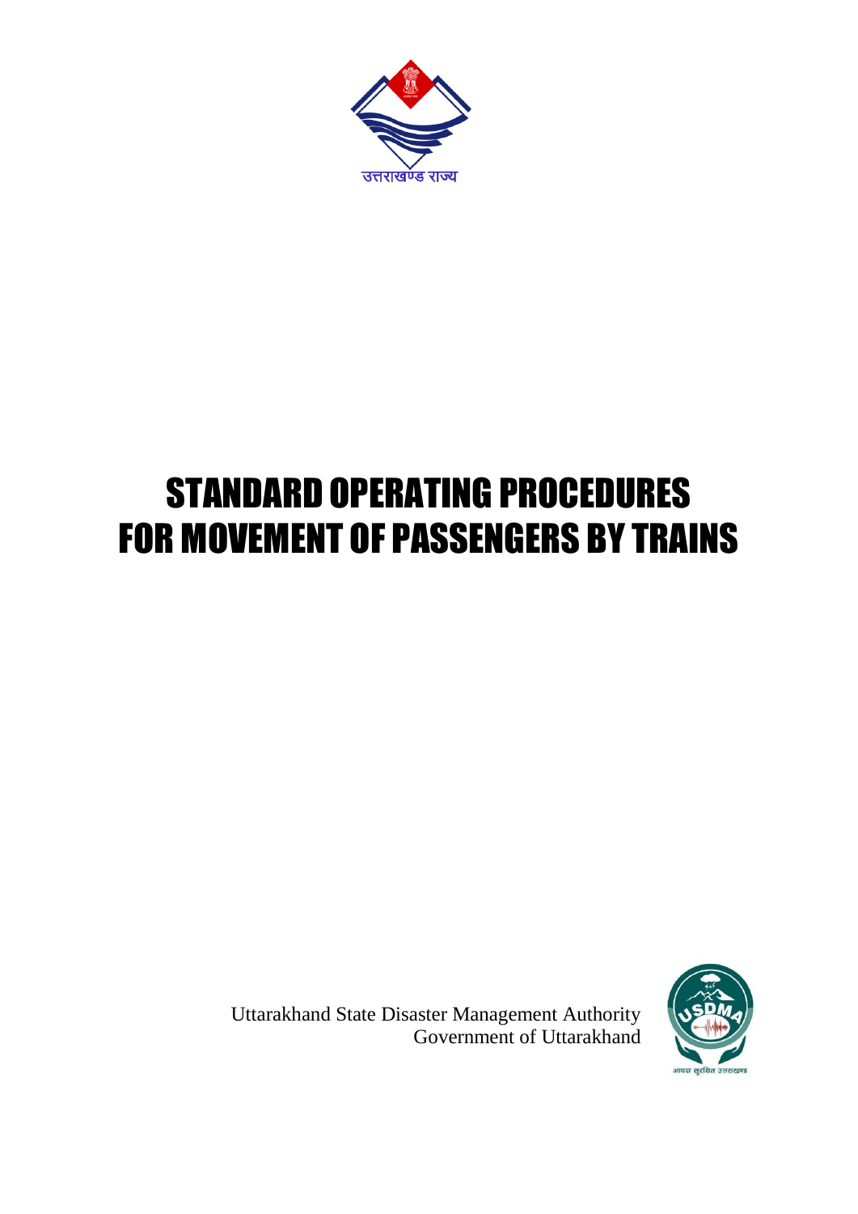उत्तराखण्ड राज्य

# STANDARD OPERATING PROCEDURES FOR MOVEMENT OF PASSENGERS BY TRAINS

Uttarakhand State Disaster Management Authority
Government of Uttarakhand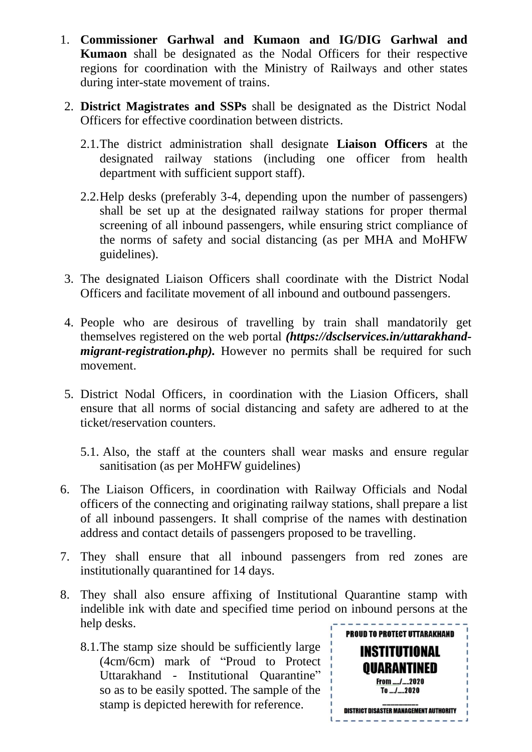1. **Commissioner Garhwal and Kumaon and IG/DIG Garhwal and Kumaon** shall be designated as the Nodal Officers for their respective regions for coordination with the Ministry of Railways and other states during inter-state movement of trains.

2. **District Magistrates and SSPs** shall be designated as the District Nodal Officers for effective coordination between districts.

   2.1. The district administration shall designate **Liaison Officers** at the designated railway stations (including one officer from health department with sufficient support staff).

   2.2. Help desks (preferably 3-4, depending upon the number of passengers) shall be set up at the designated railway stations for proper thermal screening of all inbound passengers, while ensuring strict compliance of the norms of safety and social distancing (as per MHA and MoHFW guidelines).

3. The designated Liaison Officers shall coordinate with the District Nodal Officers and facilitate movement of all inbound and outbound passengers.

4. People who are desirous of travelling by train shall mandatorily get themselves registered on the web portal ***(https://dsclservices.in/uttarakhand-migrant-registration.php).*** However no permits shall be required for such movement.

5. District Nodal Officers, in coordination with the Liasion Officers, shall ensure that all norms of social distancing and safety are adhered to at the ticket/reservation counters.

   5.1. Also, the staff at the counters shall wear masks and ensure regular sanitisation (as per MoHFW guidelines)

6. The Liaison Officers, in coordination with Railway Officials and Nodal officers of the connecting and originating railway stations, shall prepare a list of all inbound passengers. It shall comprise of the names with destination address and contact details of passengers proposed to be travelling.

7. They shall ensure that all inbound passengers from red zones are institutionally quarantined for 14 days.

8. They shall also ensure affixing of Institutional Quarantine stamp with indelible ink with date and specified time period on inbound persons at the help desks.

   8.1. The stamp size should be sufficiently large (4cm/6cm) mark of "Proud to Protect Uttarakhand - Institutional Quarantine" so as to be easily spotted. The sample of the stamp is depicted herewith for reference.

**PROUD TO PROTECT UTTARAKHAND**

**INSTITUTIONAL QUARANTINED**

**From ...../.....2020**
**To ..../.....2020**

**DISTRICT DISASTER MANAGEMENT AUTHORITY**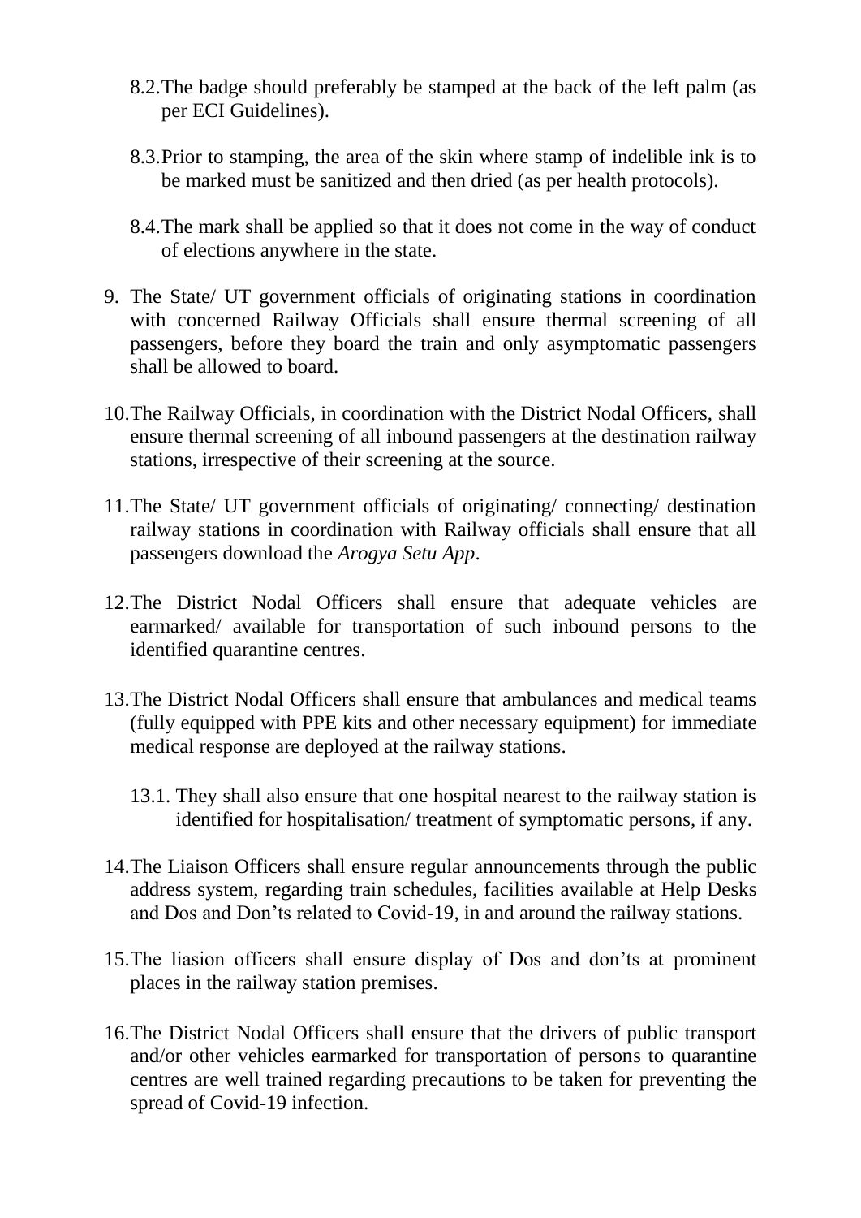8.2. The badge should preferably be stamped at the back of the left palm (as per ECI Guidelines).

8.3. Prior to stamping, the area of the skin where stamp of indelible ink is to be marked must be sanitized and then dried (as per health protocols).

8.4. The mark shall be applied so that it does not come in the way of conduct of elections anywhere in the state.

9. The State/ UT government officials of originating stations in coordination with concerned Railway Officials shall ensure thermal screening of all passengers, before they board the train and only asymptomatic passengers shall be allowed to board.

10. The Railway Officials, in coordination with the District Nodal Officers, shall ensure thermal screening of all inbound passengers at the destination railway stations, irrespective of their screening at the source.

11. The State/ UT government officials of originating/ connecting/ destination railway stations in coordination with Railway officials shall ensure that all passengers download the *Arogya Setu App*.

12. The District Nodal Officers shall ensure that adequate vehicles are earmarked/ available for transportation of such inbound persons to the identified quarantine centres.

13. The District Nodal Officers shall ensure that ambulances and medical teams (fully equipped with PPE kits and other necessary equipment) for immediate medical response are deployed at the railway stations.

    13.1. They shall also ensure that one hospital nearest to the railway station is identified for hospitalisation/ treatment of symptomatic persons, if any.

14. The Liaison Officers shall ensure regular announcements through the public address system, regarding train schedules, facilities available at Help Desks and Dos and Don'ts related to Covid-19, in and around the railway stations.

15. The liasion officers shall ensure display of Dos and don'ts at prominent places in the railway station premises.

16. The District Nodal Officers shall ensure that the drivers of public transport and/or other vehicles earmarked for transportation of persons to quarantine centres are well trained regarding precautions to be taken for preventing the spread of Covid-19 infection.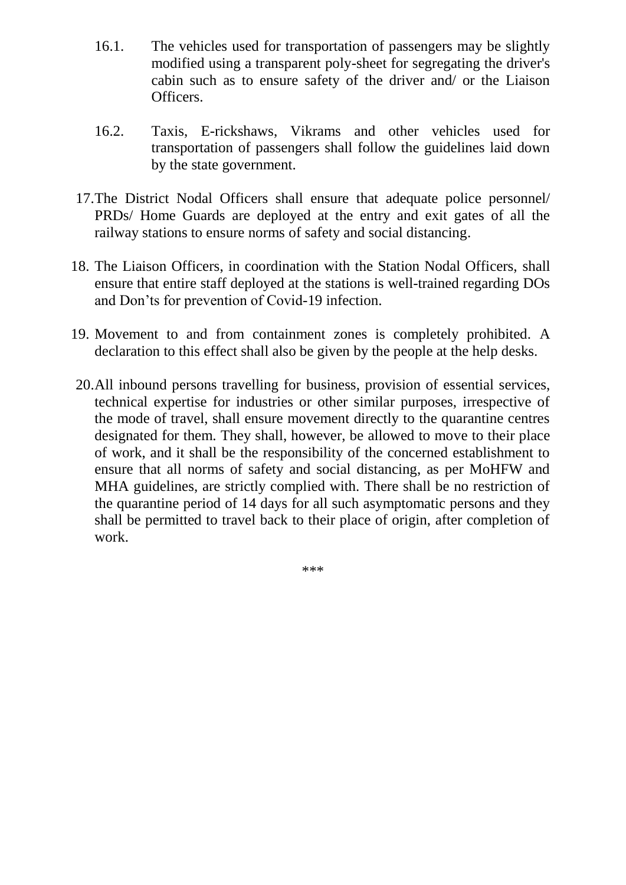16.1. The vehicles used for transportation of passengers may be slightly modified using a transparent poly-sheet for segregating the driver's cabin such as to ensure safety of the driver and/ or the Liaison Officers.

16.2. Taxis, E-rickshaws, Vikrams and other vehicles used for transportation of passengers shall follow the guidelines laid down by the state government.

17. The District Nodal Officers shall ensure that adequate police personnel/ PRDs/ Home Guards are deployed at the entry and exit gates of all the railway stations to ensure norms of safety and social distancing.

18. The Liaison Officers, in coordination with the Station Nodal Officers, shall ensure that entire staff deployed at the stations is well-trained regarding DOs and Don'ts for prevention of Covid-19 infection.

19. Movement to and from containment zones is completely prohibited. A declaration to this effect shall also be given by the people at the help desks.

20. All inbound persons travelling for business, provision of essential services, technical expertise for industries or other similar purposes, irrespective of the mode of travel, shall ensure movement directly to the quarantine centres designated for them. They shall, however, be allowed to move to their place of work, and it shall be the responsibility of the concerned establishment to ensure that all norms of safety and social distancing, as per MoHFW and MHA guidelines, are strictly complied with. There shall be no restriction of the quarantine period of 14 days for all such asymptomatic persons and they shall be permitted to travel back to their place of origin, after completion of work.

***